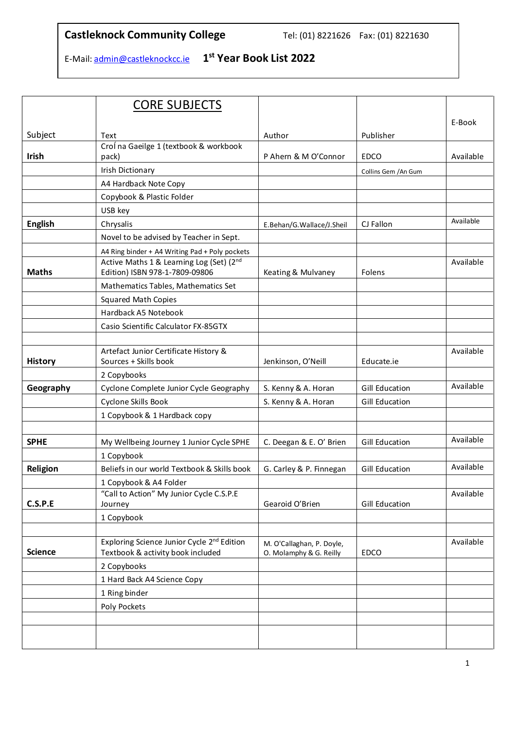**Castleknock Community College** Tel: (01) 8221626 Fax: (01) 8221630

E-Mail: admin@castleknockcc.ie **1st Year Book List 2022**

| Subject | CORE SUBJECTS<br>Text | Author | Publisher | E-Book |
|---|---|---|---|---|
| **Irish** | Croí na Gaeilge 1 (textbook & workbook pack) | P Ahern & M O'Connor | EDCO | Available |
| | Irish Dictionary | | Collins Gem /An Gum | |
| | A4 Hardback Note Copy | | | |
| | Copybook & Plastic Folder | | | |
| | USB key | | | |
| **English** | Chrysalis | E.Behan/G.Wallace/J.Sheil | CJ Fallon | Available |
| | Novel to be advised by Teacher in Sept. | | | |
| | A4 Ring binder + A4 Writing Pad + Poly pockets | | | |
| **Maths** | Active Maths 1 & Learning Log (Set) (2nd Edition) ISBN 978-1-7809-09806 | Keating & Mulvaney | Folens | Available |
| | Mathematics Tables, Mathematics Set | | | |
| | Squared Math Copies | | | |
| | Hardback A5 Notebook | | | |
| | Casio Scientific Calculator FX-85GTX | | | |
| | | | | |
| **History** | Artefact Junior Certificate History & Sources + Skills book | Jenkinson, O'Neill | Educate.ie | Available |
| | 2 Copybooks | | | |
| **Geography** | Cyclone Complete Junior Cycle Geography | S. Kenny & A. Horan | Gill Education | Available |
| | Cyclone Skills Book | S. Kenny & A. Horan | Gill Education | |
| | 1 Copybook & 1 Hardback copy | | | |
| | | | | |
| **SPHE** | My Wellbeing Journey 1 Junior Cycle SPHE | C. Deegan & E. O' Brien | Gill Education | Available |
| | 1 Copybook | | | |
| **Religion** | Beliefs in our world Textbook & Skills book | G. Carley & P. Finnegan | Gill Education | Available |
| | 1 Copybook & A4 Folder | | | |
| **C.S.P.E** | "Call to Action" My Junior Cycle C.S.P.E Journey | Gearoid O'Brien | Gill Education | Available |
| | 1 Copybook | | | |
| | | | | |
| **Science** | Exploring Science Junior Cycle 2nd Edition Textbook & activity book included | M. O'Callaghan, P. Doyle, O. Molamphy & G. Reilly | EDCO | Available |
| | 2 Copybooks | | | |
| | 1 Hard Back A4 Science Copy | | | |
| | 1 Ring binder | | | |
| | Poly Pockets | | | |
| | | | | |
| | | | | |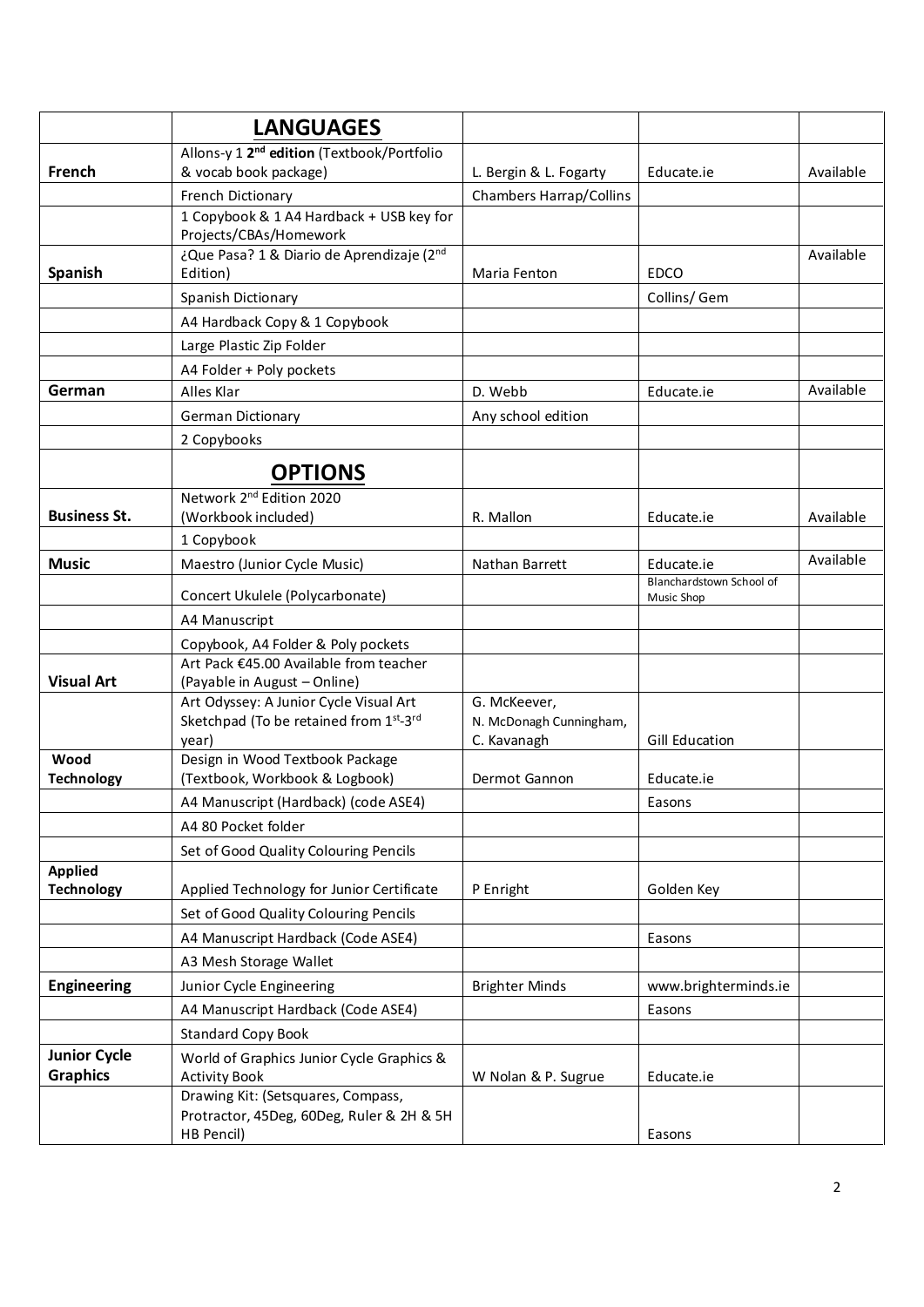|  | **LANGUAGES** |  |  |  |
|---|---|---|---|---|
| **French** | Allons-y 1 **2nd edition** (Textbook/Portfolio & vocab book package) | L. Bergin & L. Fogarty | Educate.ie | Available |
|  | French Dictionary | Chambers Harrap/Collins |  |  |
|  | 1 Copybook & 1 A4 Hardback + USB key for Projects/CBAs/Homework |  |  |  |
| **Spanish** | ¿Que Pasa? 1 & Diario de Aprendizaje (2nd Edition) | Maria Fenton | EDCO | Available |
|  | Spanish Dictionary |  | Collins/ Gem |  |
|  | A4 Hardback Copy & 1 Copybook |  |  |  |
|  | Large Plastic Zip Folder |  |  |  |
|  | A4 Folder + Poly pockets |  |  |  |
| **German** | Alles Klar | D. Webb | Educate.ie | Available |
|  | German Dictionary | Any school edition |  |  |
|  | 2 Copybooks |  |  |  |
|  | **OPTIONS** |  |  |  |
| **Business St.** | Network 2nd Edition 2020 (Workbook included) | R. Mallon | Educate.ie | Available |
|  | 1 Copybook |  |  |  |
| **Music** | Maestro (Junior Cycle Music) | Nathan Barrett | Educate.ie | Available |
|  | Concert Ukulele (Polycarbonate) |  | Blanchardstown School of Music Shop |  |
|  | A4 Manuscript |  |  |  |
|  | Copybook, A4 Folder & Poly pockets |  |  |  |
| **Visual Art** | Art Pack €45.00 Available from teacher (Payable in August – Online) |  |  |  |
|  | Art Odyssey: A Junior Cycle Visual Art Sketchpad (To be retained from 1st-3rd year) | G. McKeever, N. McDonagh Cunningham, C. Kavanagh | Gill Education |  |
| **Wood Technology** | Design in Wood Textbook Package (Textbook, Workbook & Logbook) | Dermot Gannon | Educate.ie |  |
|  | A4 Manuscript (Hardback) (code ASE4) |  | Easons |  |
|  | A4 80 Pocket folder |  |  |  |
|  | Set of Good Quality Colouring Pencils |  |  |  |
| **Applied Technology** | Applied Technology for Junior Certificate | P Enright | Golden Key |  |
|  | Set of Good Quality Colouring Pencils |  |  |  |
|  | A4 Manuscript Hardback (Code ASE4) |  | Easons |  |
|  | A3 Mesh Storage Wallet |  |  |  |
| **Engineering** | Junior Cycle Engineering | Brighter Minds | www.brighterminds.ie |  |
|  | A4 Manuscript Hardback (Code ASE4) |  | Easons |  |
|  | Standard Copy Book |  |  |  |
| **Junior Cycle Graphics** | World of Graphics Junior Cycle Graphics & Activity Book | W Nolan & P. Sugrue | Educate.ie |  |
|  | Drawing Kit: (Setsquares, Compass, Protractor, 45Deg, 60Deg, Ruler & 2H & 5H HB Pencil) |  | Easons |  |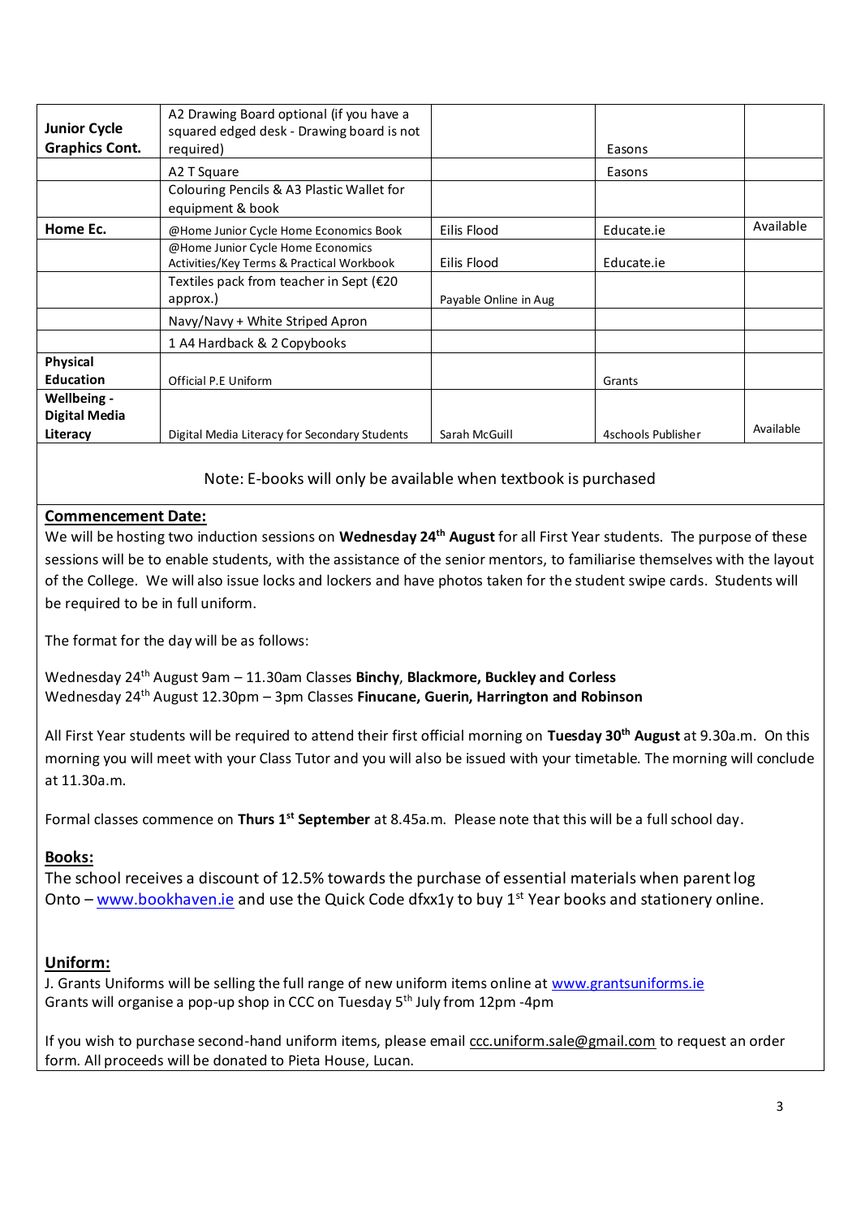| | | | | |
|---|---|---|---|---|
| **Junior Cycle Graphics Cont.** | A2 Drawing Board optional (if you have a squared edged desk - Drawing board is not required) | | Easons | |
| | A2 T Square | | Easons | |
| | Colouring Pencils & A3 Plastic Wallet for equipment & book | | | |
| **Home Ec.** | @Home Junior Cycle Home Economics Book | Eilis Flood | Educate.ie | Available |
| | @Home Junior Cycle Home Economics Activities/Key Terms & Practical Workbook | Eilis Flood | Educate.ie | |
| | Textiles pack from teacher in Sept (€20 approx.) | Payable Online in Aug | | |
| | Navy/Navy + White Striped Apron | | | |
| | 1 A4 Hardback & 2 Copybooks | | | |
| **Physical Education** | Official P.E Uniform | | Grants | |
| **Wellbeing - Digital Media Literacy** | Digital Media Literacy for Secondary Students | Sarah McGuill | 4schools Publisher | Available |

Note: E-books will only be available when textbook is purchased

## Commencement Date:

We will be hosting two induction sessions on **Wednesday 24th August** for all First Year students. The purpose of these sessions will be to enable students, with the assistance of the senior mentors, to familiarise themselves with the layout of the College. We will also issue locks and lockers and have photos taken for the student swipe cards. Students will be required to be in full uniform.

The format for the day will be as follows:

Wednesday 24th August 9am – 11.30am Classes **Binchy**, **Blackmore, Buckley and Corless**
Wednesday 24th August 12.30pm – 3pm Classes **Finucane, Guerin, Harrington and Robinson**

All First Year students will be required to attend their first official morning on **Tuesday 30th August** at 9.30a.m. On this morning you will meet with your Class Tutor and you will also be issued with your timetable. The morning will conclude at 11.30a.m.

Formal classes commence on **Thurs 1st September** at 8.45a.m. Please note that this will be a full school day.

## Books:

The school receives a discount of 12.5% towards the purchase of essential materials when parent log Onto – www.bookhaven.ie and use the Quick Code dfxx1y to buy 1st Year books and stationery online.

## Uniform:

J. Grants Uniforms will be selling the full range of new uniform items online at www.grantsuniforms.ie
Grants will organise a pop-up shop in CCC on Tuesday 5th July from 12pm -4pm

If you wish to purchase second-hand uniform items, please email ccc.uniform.sale@gmail.com to request an order form. All proceeds will be donated to Pieta House, Lucan.